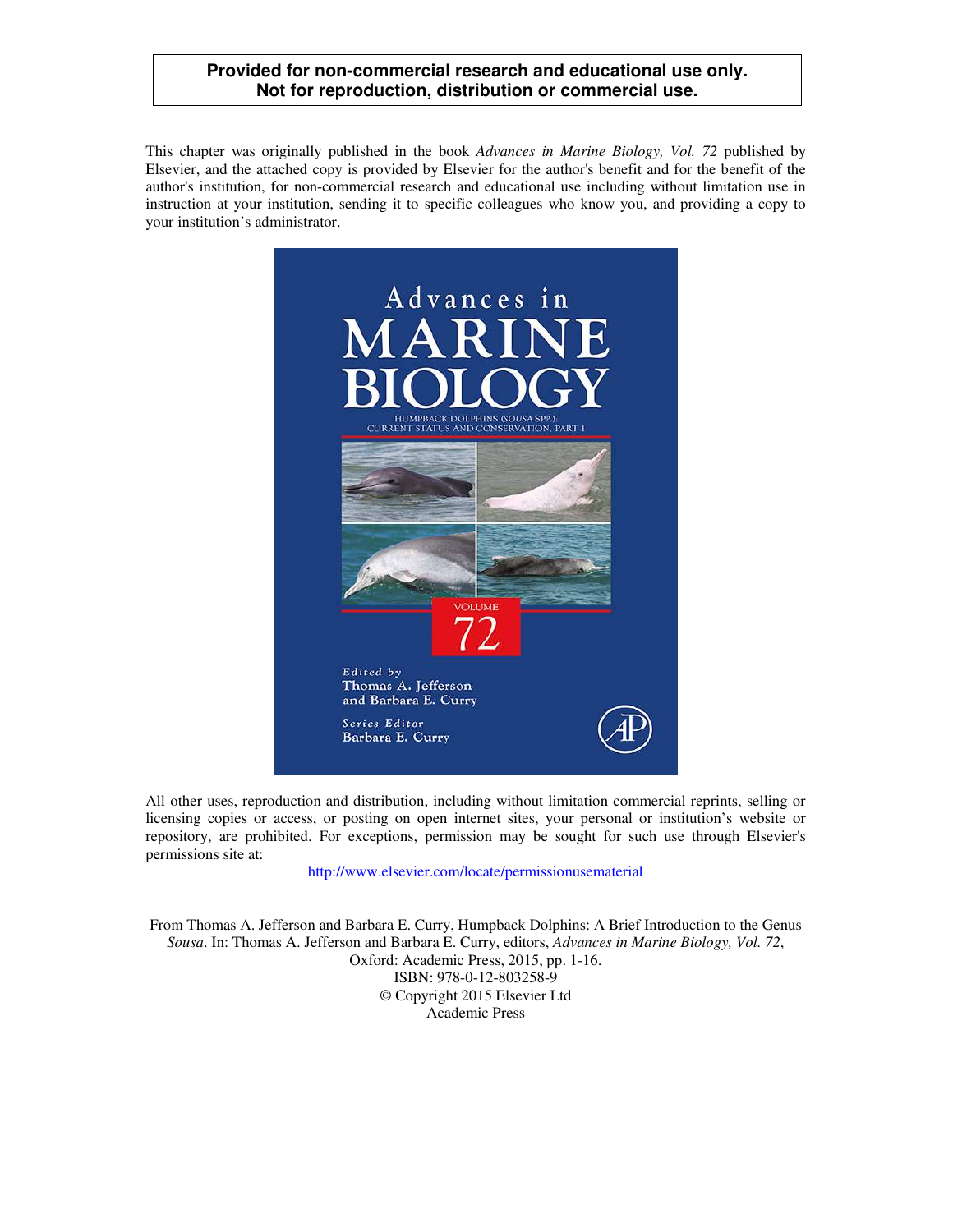**Provided for non-commercial research and educational use only.**
**Not for reproduction, distribution or commercial use.**

This chapter was originally published in the book *Advances in Marine Biology, Vol. 72* published by Elsevier, and the attached copy is provided by Elsevier for the author's benefit and for the benefit of the author's institution, for non-commercial research and educational use including without limitation use in instruction at your institution, sending it to specific colleagues who know you, and providing a copy to your institution's administrator.

Advances in MARINE BIOLOGY

HUMPBACK DOLPHINS (SOUSA SPP.): CURRENT STATUS AND CONSERVATION, PART 1

VOLUME 72

Edited by
Thomas A. Jefferson
and Barbara E. Curry

Series Editor
Barbara E. Curry

All other uses, reproduction and distribution, including without limitation commercial reprints, selling or licensing copies or access, or posting on open internet sites, your personal or institution's website or repository, are prohibited. For exceptions, permission may be sought for such use through Elsevier's permissions site at:

http://www.elsevier.com/locate/permissionusematerial

From Thomas A. Jefferson and Barbara E. Curry, Humpback Dolphins: A Brief Introduction to the Genus *Sousa*. In: Thomas A. Jefferson and Barbara E. Curry, editors, *Advances in Marine Biology, Vol. 72*, Oxford: Academic Press, 2015, pp. 1-16.
ISBN: 978-0-12-803258-9
© Copyright 2015 Elsevier Ltd
Academic Press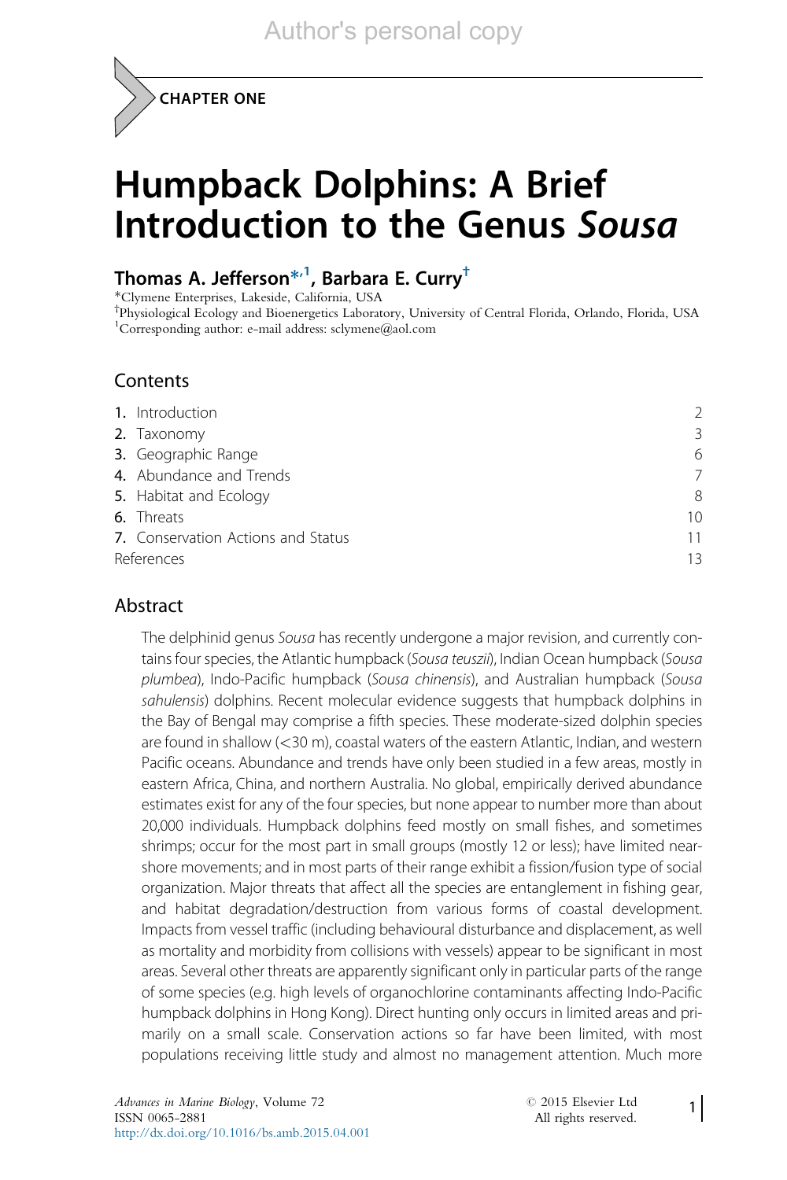CHAPTER ONE

# Humpback Dolphins: A Brief Introduction to the Genus *Sousa*

**Thomas A. Jefferson**[*,1], **Barbara E. Curry**[†]

[*]Clymene Enterprises, Lakeside, California, USA
[†]Physiological Ecology and Bioenergetics Laboratory, University of Central Florida, Orlando, Florida, USA
[1]Corresponding author: e-mail address: sclymene@aol.com

## Contents

| | |
|---|---|
| **1.** Introduction | 2 |
| **2.** Taxonomy | 3 |
| **3.** Geographic Range | 6 |
| **4.** Abundance and Trends | 7 |
| **5.** Habitat and Ecology | 8 |
| **6.** Threats | 10 |
| **7.** Conservation Actions and Status | 11 |
| References | 13 |

## Abstract

The delphinid genus *Sousa* has recently undergone a major revision, and currently contains four species, the Atlantic humpback (*Sousa teuszii*), Indian Ocean humpback (*Sousa plumbea*), Indo-Pacific humpback (*Sousa chinensis*), and Australian humpback (*Sousa sahulensis*) dolphins. Recent molecular evidence suggests that humpback dolphins in the Bay of Bengal may comprise a fifth species. These moderate-sized dolphin species are found in shallow (<30 m), coastal waters of the eastern Atlantic, Indian, and western Pacific oceans. Abundance and trends have only been studied in a few areas, mostly in eastern Africa, China, and northern Australia. No global, empirically derived abundance estimates exist for any of the four species, but none appear to number more than about 20,000 individuals. Humpback dolphins feed mostly on small fishes, and sometimes shrimps; occur for the most part in small groups (mostly 12 or less); have limited nearshore movements; and in most parts of their range exhibit a fission/fusion type of social organization. Major threats that affect all the species are entanglement in fishing gear, and habitat degradation/destruction from various forms of coastal development. Impacts from vessel traffic (including behavioural disturbance and displacement, as well as mortality and morbidity from collisions with vessels) appear to be significant in most areas. Several other threats are apparently significant only in particular parts of the range of some species (e.g. high levels of organochlorine contaminants affecting Indo-Pacific humpback dolphins in Hong Kong). Direct hunting only occurs in limited areas and primarily on a small scale. Conservation actions so far have been limited, with most populations receiving little study and almost no management attention. Much more

*Advances in Marine Biology*, Volume 72
ISSN 0065-2881
http://dx.doi.org/10.1016/bs.amb.2015.04.001

© 2015 Elsevier Ltd
All rights reserved.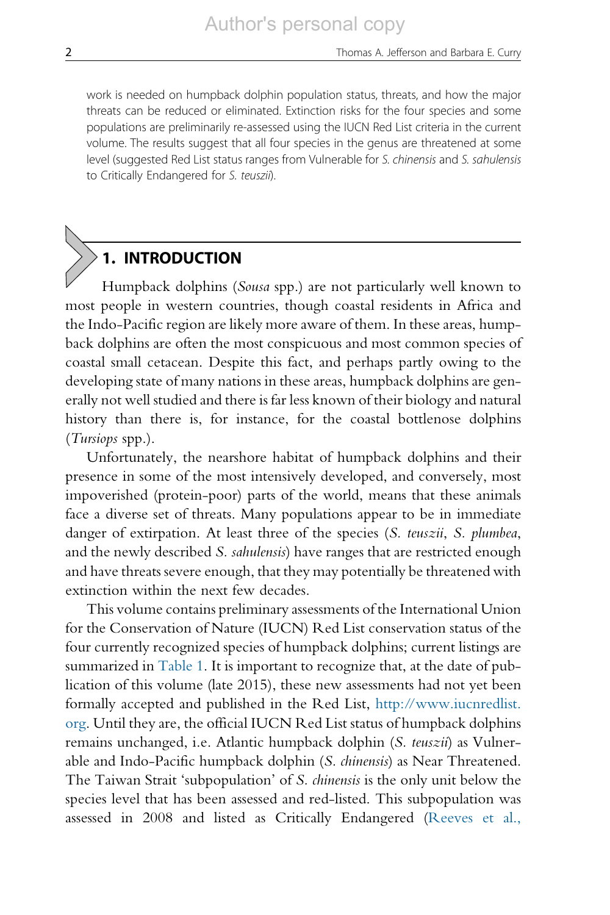work is needed on humpback dolphin population status, threats, and how the major threats can be reduced or eliminated. Extinction risks for the four species and some populations are preliminarily re-assessed using the IUCN Red List criteria in the current volume. The results suggest that all four species in the genus are threatened at some level (suggested Red List status ranges from Vulnerable for *S. chinensis* and *S. sahulensis* to Critically Endangered for *S. teuszii*).

## 1. INTRODUCTION

Humpback dolphins (*Sousa* spp.) are not particularly well known to most people in western countries, though coastal residents in Africa and the Indo-Pacific region are likely more aware of them. In these areas, humpback dolphins are often the most conspicuous and most common species of coastal small cetacean. Despite this fact, and perhaps partly owing to the developing state of many nations in these areas, humpback dolphins are generally not well studied and there is far less known of their biology and natural history than there is, for instance, for the coastal bottlenose dolphins (*Tursiops* spp.).

Unfortunately, the nearshore habitat of humpback dolphins and their presence in some of the most intensively developed, and conversely, most impoverished (protein-poor) parts of the world, means that these animals face a diverse set of threats. Many populations appear to be in immediate danger of extirpation. At least three of the species (*S. teuszii*, *S. plumbea*, and the newly described *S. sahulensis*) have ranges that are restricted enough and have threats severe enough, that they may potentially be threatened with extinction within the next few decades.

This volume contains preliminary assessments of the International Union for the Conservation of Nature (IUCN) Red List conservation status of the four currently recognized species of humpback dolphins; current listings are summarized in Table 1. It is important to recognize that, at the date of publication of this volume (late 2015), these new assessments had not yet been formally accepted and published in the Red List, http://www.iucnredlist.org. Until they are, the official IUCN Red List status of humpback dolphins remains unchanged, i.e. Atlantic humpback dolphin (*S. teuszii*) as Vulnerable and Indo-Pacific humpback dolphin (*S. chinensis*) as Near Threatened. The Taiwan Strait 'subpopulation' of *S. chinensis* is the only unit below the species level that has been assessed and red-listed. This subpopulation was assessed in 2008 and listed as Critically Endangered (Reeves et al.,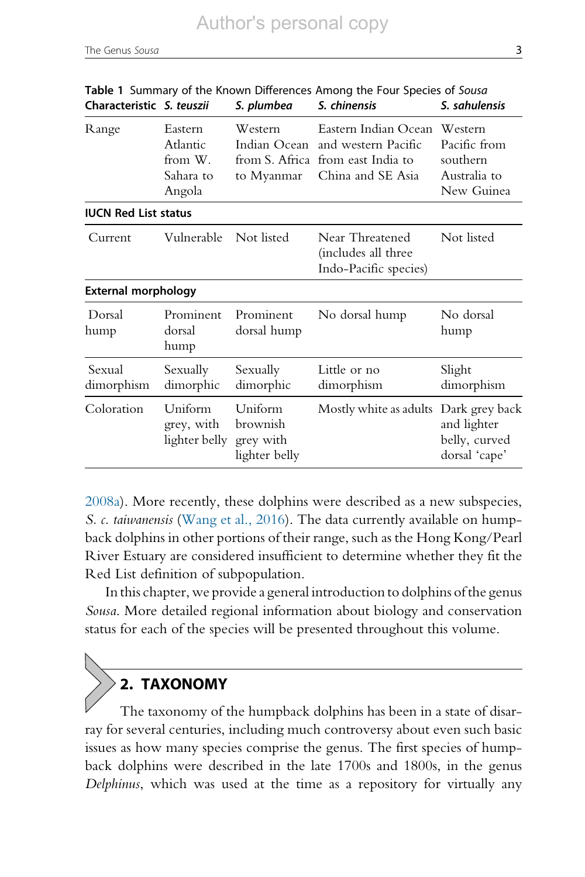**Table 1** Summary of the Known Differences Among the Four Species of *Sousa*

| Characteristic | *S. teuszii* | *S. plumbea* | *S. chinensis* | *S. sahulensis* |
|---|---|---|---|---|
| Range | Eastern Atlantic from W. Sahara to Angola | Western Indian Ocean from S. Africa to Myanmar | Eastern Indian Ocean and western Pacific from east India to China and SE Asia | Western Pacific from southern Australia to New Guinea |
| **IUCN Red List status** | | | | |
| Current | Vulnerable | Not listed | Near Threatened (includes all three Indo-Pacific species) | Not listed |
| **External morphology** | | | | |
| Dorsal hump | Prominent dorsal hump | Prominent dorsal hump | No dorsal hump | No dorsal hump |
| Sexual dimorphism | Sexually dimorphic | Sexually dimorphic | Little or no dimorphism | Slight dimorphism |
| Coloration | Uniform grey, with lighter belly | Uniform brownish grey with lighter belly | Mostly white as adults | Dark grey back and lighter belly, curved dorsal 'cape' |

2008a). More recently, these dolphins were described as a new subspecies, *S. c. taiwanensis* (Wang et al., 2016). The data currently available on humpback dolphins in other portions of their range, such as the Hong Kong/Pearl River Estuary are considered insufficient to determine whether they fit the Red List definition of subpopulation.

In this chapter, we provide a general introduction to dolphins of the genus *Sousa*. More detailed regional information about biology and conservation status for each of the species will be presented throughout this volume.

## 2. TAXONOMY

The taxonomy of the humpback dolphins has been in a state of disarray for several centuries, including much controversy about even such basic issues as how many species comprise the genus. The first species of humpback dolphins were described in the late 1700s and 1800s, in the genus *Delphinus*, which was used at the time as a repository for virtually any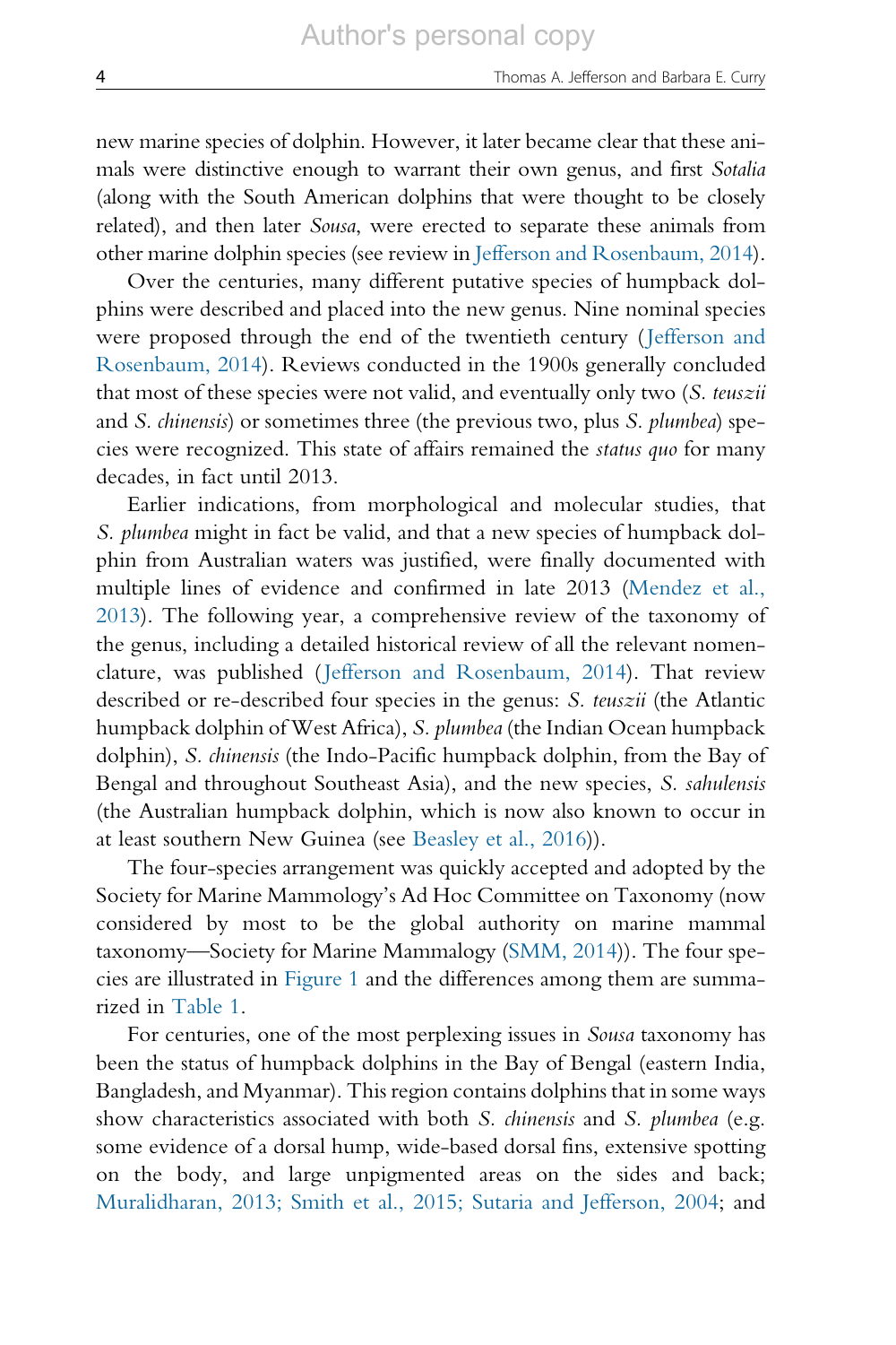new marine species of dolphin. However, it later became clear that these animals were distinctive enough to warrant their own genus, and first *Sotalia* (along with the South American dolphins that were thought to be closely related), and then later *Sousa*, were erected to separate these animals from other marine dolphin species (see review in Jefferson and Rosenbaum, 2014).

Over the centuries, many different putative species of humpback dolphins were described and placed into the new genus. Nine nominal species were proposed through the end of the twentieth century (Jefferson and Rosenbaum, 2014). Reviews conducted in the 1900s generally concluded that most of these species were not valid, and eventually only two (*S. teuszii* and *S. chinensis*) or sometimes three (the previous two, plus *S. plumbea*) species were recognized. This state of affairs remained the *status quo* for many decades, in fact until 2013.

Earlier indications, from morphological and molecular studies, that *S. plumbea* might in fact be valid, and that a new species of humpback dolphin from Australian waters was justified, were finally documented with multiple lines of evidence and confirmed in late 2013 (Mendez et al., 2013). The following year, a comprehensive review of the taxonomy of the genus, including a detailed historical review of all the relevant nomenclature, was published (Jefferson and Rosenbaum, 2014). That review described or re-described four species in the genus: *S. teuszii* (the Atlantic humpback dolphin of West Africa), *S. plumbea* (the Indian Ocean humpback dolphin), *S. chinensis* (the Indo-Pacific humpback dolphin, from the Bay of Bengal and throughout Southeast Asia), and the new species, *S. sahulensis* (the Australian humpback dolphin, which is now also known to occur in at least southern New Guinea (see Beasley et al., 2016)).

The four-species arrangement was quickly accepted and adopted by the Society for Marine Mammalogy's Ad Hoc Committee on Taxonomy (now considered by most to be the global authority on marine mammal taxonomy—Society for Marine Mammalogy (SMM, 2014)). The four species are illustrated in Figure 1 and the differences among them are summarized in Table 1.

For centuries, one of the most perplexing issues in *Sousa* taxonomy has been the status of humpback dolphins in the Bay of Bengal (eastern India, Bangladesh, and Myanmar). This region contains dolphins that in some ways show characteristics associated with both *S. chinensis* and *S. plumbea* (e.g. some evidence of a dorsal hump, wide-based dorsal fins, extensive spotting on the body, and large unpigmented areas on the sides and back; Muralidharan, 2013; Smith et al., 2015; Sutaria and Jefferson, 2004; and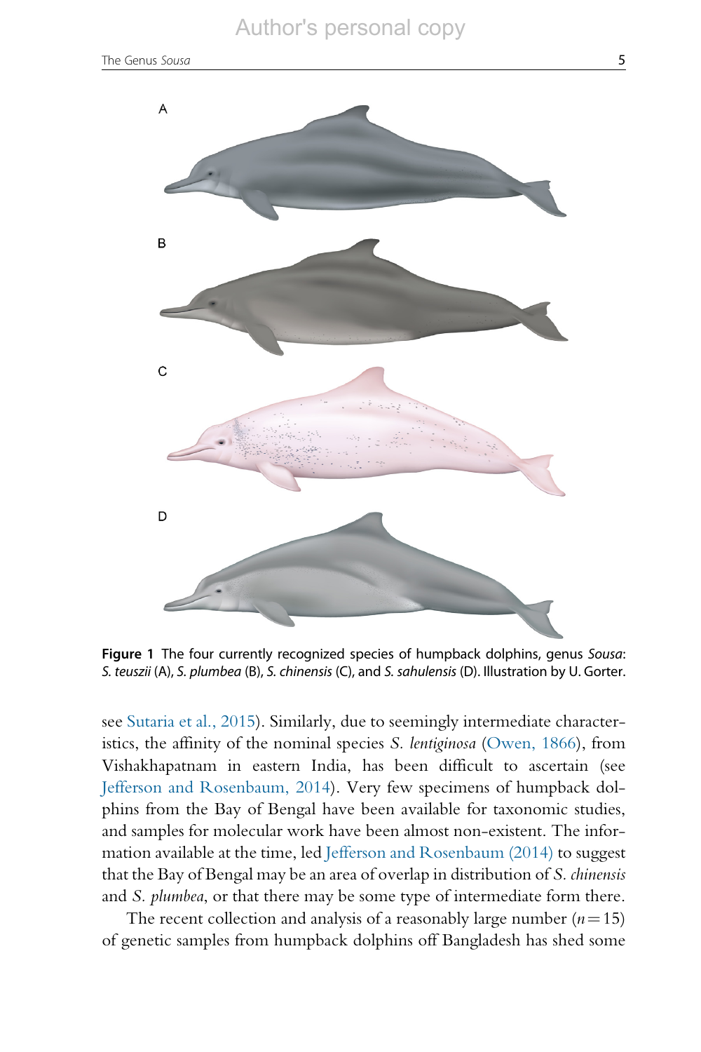**Figure 1** The four currently recognized species of humpback dolphins, genus *Sousa*: *S. teuszii* (A), *S. plumbea* (B), *S. chinensis* (C), and *S. sahulensis* (D). Illustration by U. Gorter.

see Sutaria et al., 2015). Similarly, due to seemingly intermediate characteristics, the affinity of the nominal species *S. lentiginosa* (Owen, 1866), from Vishakhapatnam in eastern India, has been difficult to ascertain (see Jefferson and Rosenbaum, 2014). Very few specimens of humpback dolphins from the Bay of Bengal have been available for taxonomic studies, and samples for molecular work have been almost non-existent. The information available at the time, led Jefferson and Rosenbaum (2014) to suggest that the Bay of Bengal may be an area of overlap in distribution of *S. chinensis* and *S. plumbea*, or that there may be some type of intermediate form there.

The recent collection and analysis of a reasonably large number ($n = 15$) of genetic samples from humpback dolphins off Bangladesh has shed some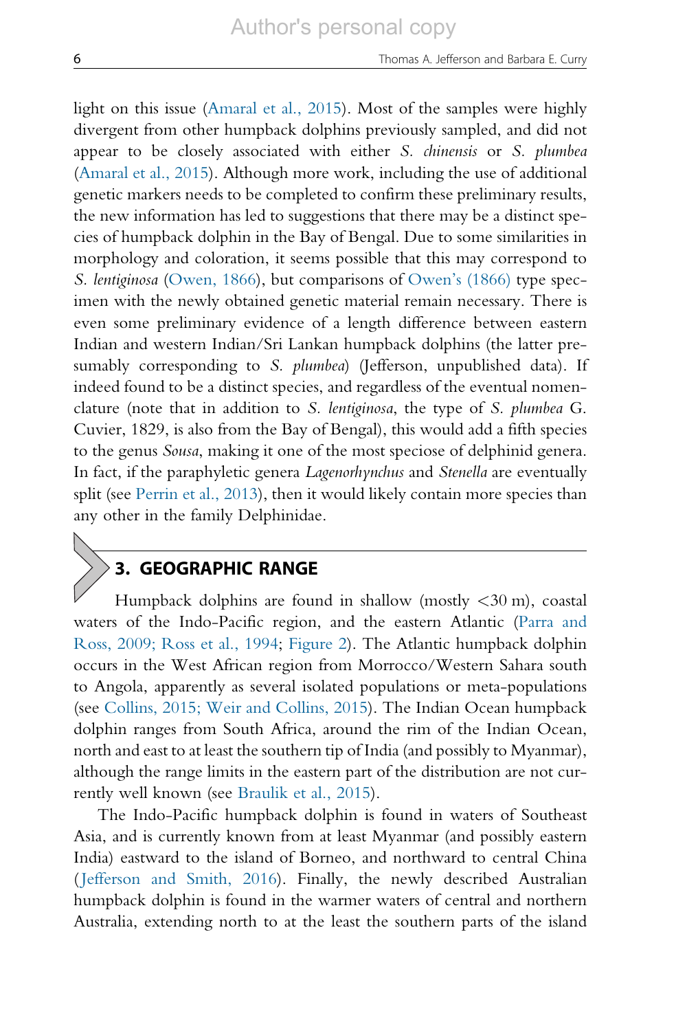light on this issue (Amaral et al., 2015). Most of the samples were highly divergent from other humpback dolphins previously sampled, and did not appear to be closely associated with either *S. chinensis* or *S. plumbea* (Amaral et al., 2015). Although more work, including the use of additional genetic markers needs to be completed to confirm these preliminary results, the new information has led to suggestions that there may be a distinct species of humpback dolphin in the Bay of Bengal. Due to some similarities in morphology and coloration, it seems possible that this may correspond to *S. lentiginosa* (Owen, 1866), but comparisons of Owen's (1866) type specimen with the newly obtained genetic material remain necessary. There is even some preliminary evidence of a length difference between eastern Indian and western Indian/Sri Lankan humpback dolphins (the latter presumably corresponding to *S. plumbea*) (Jefferson, unpublished data). If indeed found to be a distinct species, and regardless of the eventual nomenclature (note that in addition to *S. lentiginosa*, the type of *S. plumbea* G. Cuvier, 1829, is also from the Bay of Bengal), this would add a fifth species to the genus *Sousa*, making it one of the most speciose of delphinid genera. In fact, if the paraphyletic genera *Lagenorhynchus* and *Stenella* are eventually split (see Perrin et al., 2013), then it would likely contain more species than any other in the family Delphinidae.

## 3. GEOGRAPHIC RANGE

Humpback dolphins are found in shallow (mostly <30 m), coastal waters of the Indo-Pacific region, and the eastern Atlantic (Parra and Ross, 2009; Ross et al., 1994; Figure 2). The Atlantic humpback dolphin occurs in the West African region from Morrocco/Western Sahara south to Angola, apparently as several isolated populations or meta-populations (see Collins, 2015; Weir and Collins, 2015). The Indian Ocean humpback dolphin ranges from South Africa, around the rim of the Indian Ocean, north and east to at least the southern tip of India (and possibly to Myanmar), although the range limits in the eastern part of the distribution are not currently well known (see Braulik et al., 2015).

The Indo-Pacific humpback dolphin is found in waters of Southeast Asia, and is currently known from at least Myanmar (and possibly eastern India) eastward to the island of Borneo, and northward to central China (Jefferson and Smith, 2016). Finally, the newly described Australian humpback dolphin is found in the warmer waters of central and northern Australia, extending north to at the least the southern parts of the island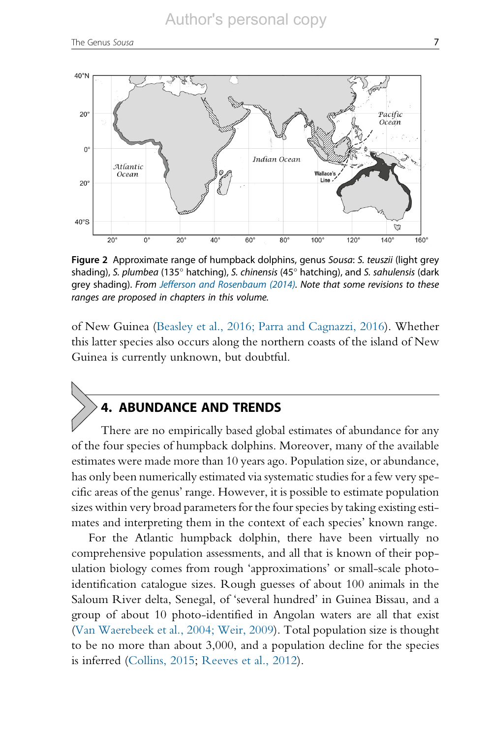Figure 2 Approximate range of humpback dolphins, genus *Sousa*: *S. teuszii* (light grey shading), *S. plumbea* (135° hatching), *S. chinensis* (45° hatching), and *S. sahulensis* (dark grey shading). *From Jefferson and Rosenbaum (2014). Note that some revisions to these ranges are proposed in chapters in this volume.*

of New Guinea (Beasley et al., 2016; Parra and Cagnazzi, 2016). Whether this latter species also occurs along the northern coasts of the island of New Guinea is currently unknown, but doubtful.

## 4. ABUNDANCE AND TRENDS

There are no empirically based global estimates of abundance for any of the four species of humpback dolphins. Moreover, many of the available estimates were made more than 10 years ago. Population size, or abundance, has only been numerically estimated via systematic studies for a few very specific areas of the genus' range. However, it is possible to estimate population sizes within very broad parameters for the four species by taking existing estimates and interpreting them in the context of each species' known range.

For the Atlantic humpback dolphin, there have been virtually no comprehensive population assessments, and all that is known of their population biology comes from rough 'approximations' or small-scale photo-identification catalogue sizes. Rough guesses of about 100 animals in the Saloum River delta, Senegal, of 'several hundred' in Guinea Bissau, and a group of about 10 photo-identified in Angolan waters are all that exist (Van Waerebeek et al., 2004; Weir, 2009). Total population size is thought to be no more than about 3,000, and a population decline for the species is inferred (Collins, 2015; Reeves et al., 2012).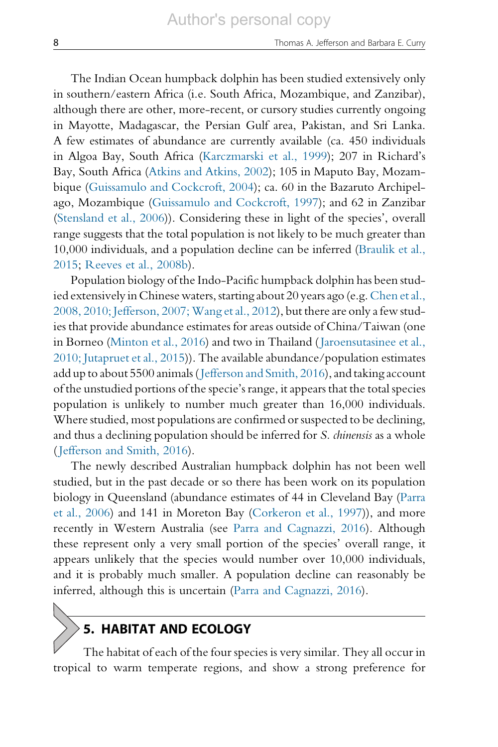The Indian Ocean humpback dolphin has been studied extensively only in southern/eastern Africa (i.e. South Africa, Mozambique, and Zanzibar), although there are other, more-recent, or cursory studies currently ongoing in Mayotte, Madagascar, the Persian Gulf area, Pakistan, and Sri Lanka. A few estimates of abundance are currently available (ca. 450 individuals in Algoa Bay, South Africa (Karczmarski et al., 1999); 207 in Richard's Bay, South Africa (Atkins and Atkins, 2002); 105 in Maputo Bay, Mozambique (Guissamulo and Cockcroft, 2004); ca. 60 in the Bazaruto Archipelago, Mozambique (Guissamulo and Cockcroft, 1997); and 62 in Zanzibar (Stensland et al., 2006)). Considering these in light of the species', overall range suggests that the total population is not likely to be much greater than 10,000 individuals, and a population decline can be inferred (Braulik et al., 2015; Reeves et al., 2008b).

Population biology of the Indo-Pacific humpback dolphin has been studied extensively in Chinese waters, starting about 20 years ago (e.g. Chen et al., 2008, 2010; Jefferson, 2007; Wang et al., 2012), but there are only a few studies that provide abundance estimates for areas outside of China/Taiwan (one in Borneo (Minton et al., 2016) and two in Thailand (Jaroensutasinee et al., 2010; Jutapruet et al., 2015)). The available abundance/population estimates add up to about 5500 animals (Jefferson and Smith, 2016), and taking account of the unstudied portions of the specie's range, it appears that the total species population is unlikely to number much greater than 16,000 individuals. Where studied, most populations are confirmed or suspected to be declining, and thus a declining population should be inferred for *S. chinensis* as a whole (Jefferson and Smith, 2016).

The newly described Australian humpback dolphin has not been well studied, but in the past decade or so there has been work on its population biology in Queensland (abundance estimates of 44 in Cleveland Bay (Parra et al., 2006) and 141 in Moreton Bay (Corkeron et al., 1997)), and more recently in Western Australia (see Parra and Cagnazzi, 2016). Although these represent only a very small portion of the species' overall range, it appears unlikely that the species would number over 10,000 individuals, and it is probably much smaller. A population decline can reasonably be inferred, although this is uncertain (Parra and Cagnazzi, 2016).

## 5. HABITAT AND ECOLOGY

The habitat of each of the four species is very similar. They all occur in tropical to warm temperate regions, and show a strong preference for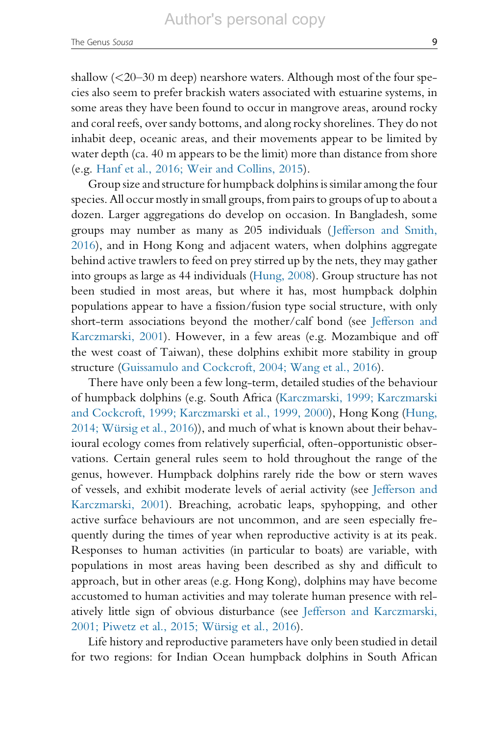shallow (<20–30 m deep) nearshore waters. Although most of the four species also seem to prefer brackish waters associated with estuarine systems, in some areas they have been found to occur in mangrove areas, around rocky and coral reefs, over sandy bottoms, and along rocky shorelines. They do not inhabit deep, oceanic areas, and their movements appear to be limited by water depth (ca. 40 m appears to be the limit) more than distance from shore (e.g. Hanf et al., 2016; Weir and Collins, 2015).

Group size and structure for humpback dolphins is similar among the four species. All occur mostly in small groups, from pairs to groups of up to about a dozen. Larger aggregations do develop on occasion. In Bangladesh, some groups may number as many as 205 individuals (Jefferson and Smith, 2016), and in Hong Kong and adjacent waters, when dolphins aggregate behind active trawlers to feed on prey stirred up by the nets, they may gather into groups as large as 44 individuals (Hung, 2008). Group structure has not been studied in most areas, but where it has, most humpback dolphin populations appear to have a fission/fusion type social structure, with only short-term associations beyond the mother/calf bond (see Jefferson and Karczmarski, 2001). However, in a few areas (e.g. Mozambique and off the west coast of Taiwan), these dolphins exhibit more stability in group structure (Guissamulo and Cockcroft, 2004; Wang et al., 2016).

There have only been a few long-term, detailed studies of the behaviour of humpback dolphins (e.g. South Africa (Karczmarski, 1999; Karczmarski and Cockcroft, 1999; Karczmarski et al., 1999, 2000), Hong Kong (Hung, 2014; Würsig et al., 2016)), and much of what is known about their behavioural ecology comes from relatively superficial, often-opportunistic observations. Certain general rules seem to hold throughout the range of the genus, however. Humpback dolphins rarely ride the bow or stern waves of vessels, and exhibit moderate levels of aerial activity (see Jefferson and Karczmarski, 2001). Breaching, acrobatic leaps, spyhopping, and other active surface behaviours are not uncommon, and are seen especially frequently during the times of year when reproductive activity is at its peak. Responses to human activities (in particular to boats) are variable, with populations in most areas having been described as shy and difficult to approach, but in other areas (e.g. Hong Kong), dolphins may have become accustomed to human activities and may tolerate human presence with relatively little sign of obvious disturbance (see Jefferson and Karczmarski, 2001; Piwetz et al., 2015; Würsig et al., 2016).

Life history and reproductive parameters have only been studied in detail for two regions: for Indian Ocean humpback dolphins in South African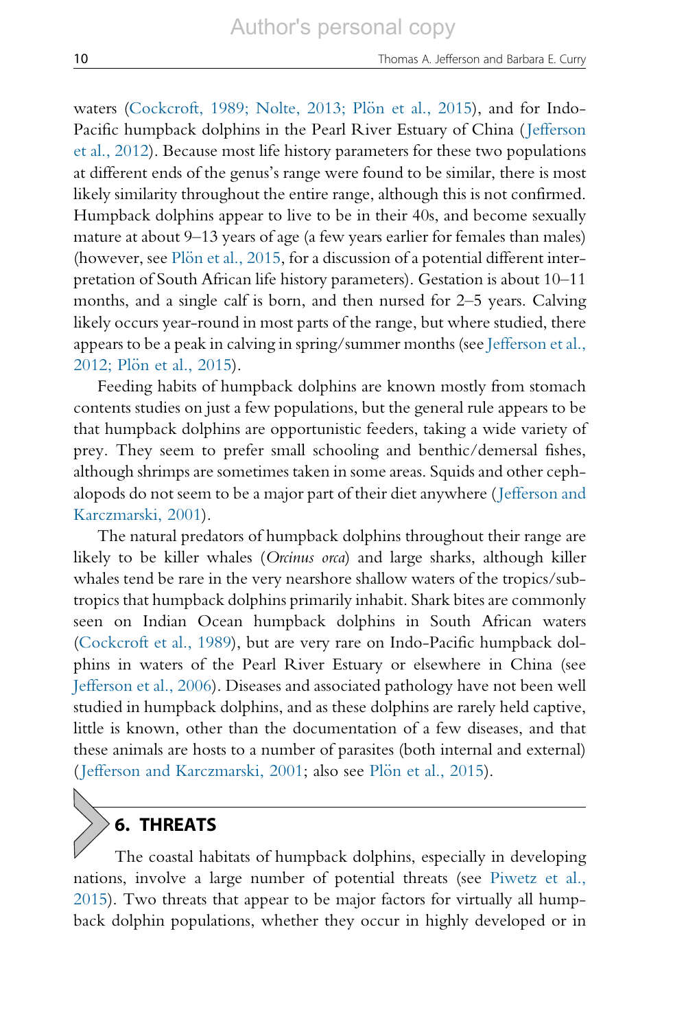waters (Cockcroft, 1989; Nolte, 2013; Plön et al., 2015), and for Indo-Pacific humpback dolphins in the Pearl River Estuary of China (Jefferson et al., 2012). Because most life history parameters for these two populations at different ends of the genus's range were found to be similar, there is most likely similarity throughout the entire range, although this is not confirmed. Humpback dolphins appear to live to be in their 40s, and become sexually mature at about 9–13 years of age (a few years earlier for females than males) (however, see Plön et al., 2015, for a discussion of a potential different interpretation of South African life history parameters). Gestation is about 10–11 months, and a single calf is born, and then nursed for 2–5 years. Calving likely occurs year-round in most parts of the range, but where studied, there appears to be a peak in calving in spring/summer months (see Jefferson et al., 2012; Plön et al., 2015).

Feeding habits of humpback dolphins are known mostly from stomach contents studies on just a few populations, but the general rule appears to be that humpback dolphins are opportunistic feeders, taking a wide variety of prey. They seem to prefer small schooling and benthic/demersal fishes, although shrimps are sometimes taken in some areas. Squids and other cephalopods do not seem to be a major part of their diet anywhere (Jefferson and Karczmarski, 2001).

The natural predators of humpback dolphins throughout their range are likely to be killer whales (*Orcinus orca*) and large sharks, although killer whales tend be rare in the very nearshore shallow waters of the tropics/subtropics that humpback dolphins primarily inhabit. Shark bites are commonly seen on Indian Ocean humpback dolphins in South African waters (Cockcroft et al., 1989), but are very rare on Indo-Pacific humpback dolphins in waters of the Pearl River Estuary or elsewhere in China (see Jefferson et al., 2006). Diseases and associated pathology have not been well studied in humpback dolphins, and as these dolphins are rarely held captive, little is known, other than the documentation of a few diseases, and that these animals are hosts to a number of parasites (both internal and external) (Jefferson and Karczmarski, 2001; also see Plön et al., 2015).

## 6. THREATS

The coastal habitats of humpback dolphins, especially in developing nations, involve a large number of potential threats (see Piwetz et al., 2015). Two threats that appear to be major factors for virtually all humpback dolphin populations, whether they occur in highly developed or in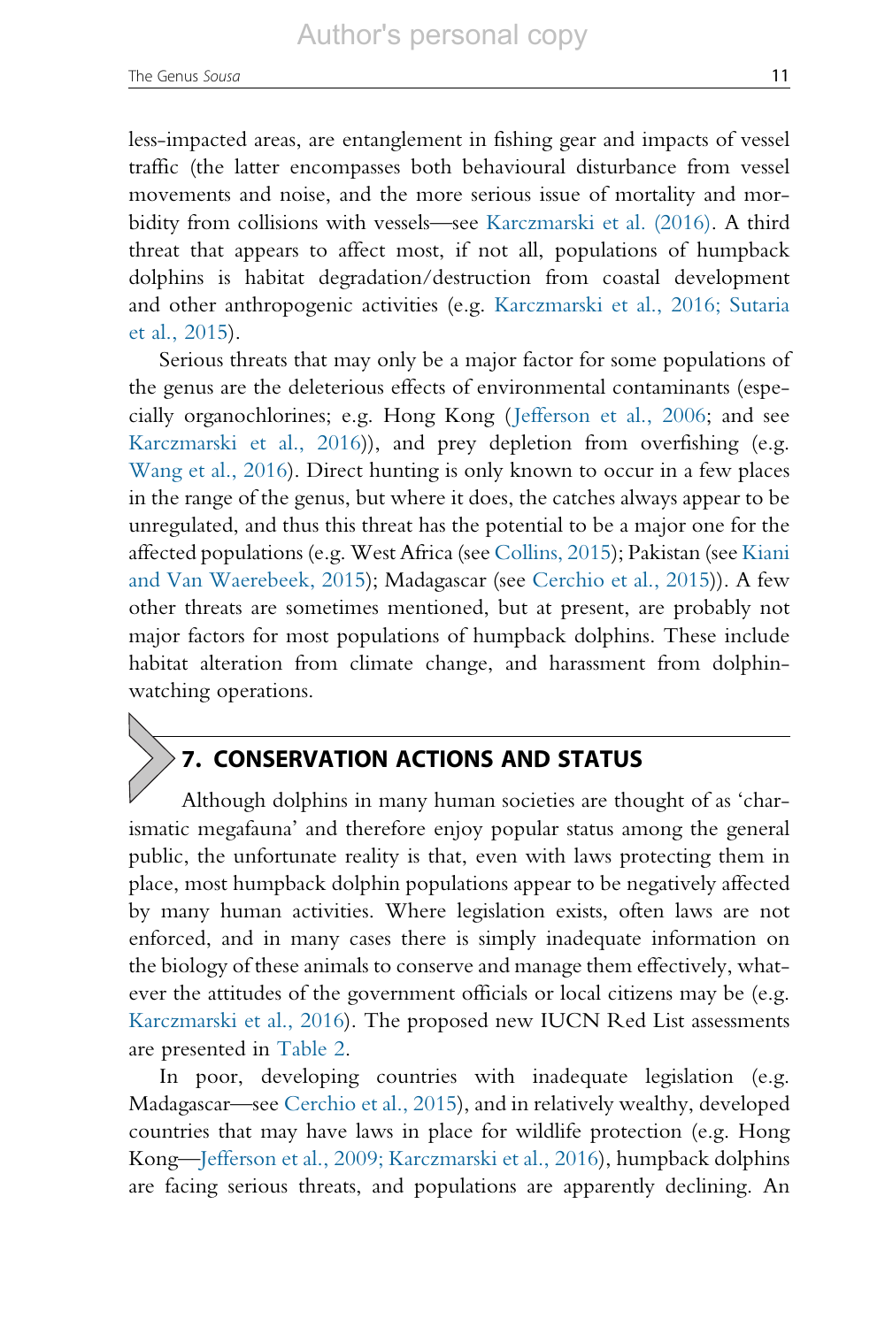less-impacted areas, are entanglement in fishing gear and impacts of vessel traffic (the latter encompasses both behavioural disturbance from vessel movements and noise, and the more serious issue of mortality and morbidity from collisions with vessels—see Karczmarski et al. (2016). A third threat that appears to affect most, if not all, populations of humpback dolphins is habitat degradation/destruction from coastal development and other anthropogenic activities (e.g. Karczmarski et al., 2016; Sutaria et al., 2015).

Serious threats that may only be a major factor for some populations of the genus are the deleterious effects of environmental contaminants (especially organochlorines; e.g. Hong Kong (Jefferson et al., 2006; and see Karczmarski et al., 2016)), and prey depletion from overfishing (e.g. Wang et al., 2016). Direct hunting is only known to occur in a few places in the range of the genus, but where it does, the catches always appear to be unregulated, and thus this threat has the potential to be a major one for the affected populations (e.g. West Africa (see Collins, 2015); Pakistan (see Kiani and Van Waerebeek, 2015); Madagascar (see Cerchio et al., 2015)). A few other threats are sometimes mentioned, but at present, are probably not major factors for most populations of humpback dolphins. These include habitat alteration from climate change, and harassment from dolphin-watching operations.

## 7. CONSERVATION ACTIONS AND STATUS

Although dolphins in many human societies are thought of as 'charismatic megafauna' and therefore enjoy popular status among the general public, the unfortunate reality is that, even with laws protecting them in place, most humpback dolphin populations appear to be negatively affected by many human activities. Where legislation exists, often laws are not enforced, and in many cases there is simply inadequate information on the biology of these animals to conserve and manage them effectively, whatever the attitudes of the government officials or local citizens may be (e.g. Karczmarski et al., 2016). The proposed new IUCN Red List assessments are presented in Table 2.

In poor, developing countries with inadequate legislation (e.g. Madagascar—see Cerchio et al., 2015), and in relatively wealthy, developed countries that may have laws in place for wildlife protection (e.g. Hong Kong—Jefferson et al., 2009; Karczmarski et al., 2016), humpback dolphins are facing serious threats, and populations are apparently declining. An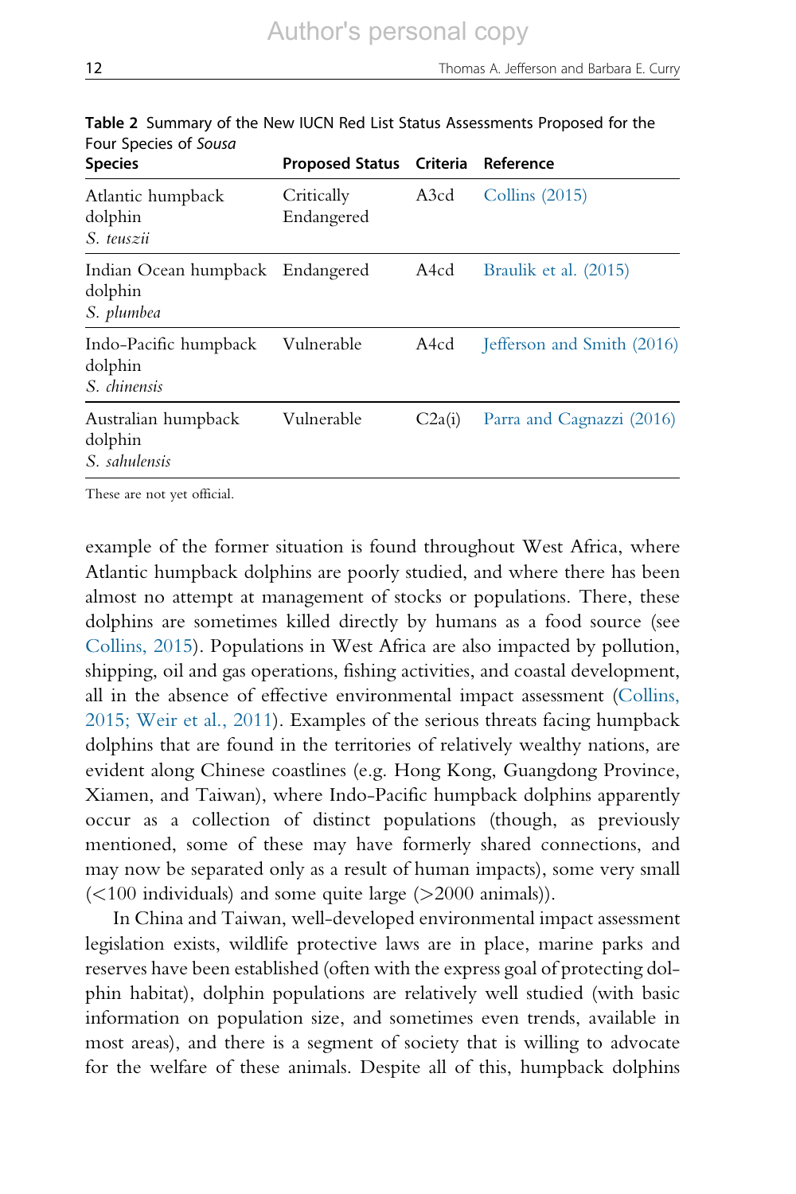**Table 2** Summary of the New IUCN Red List Status Assessments Proposed for the Four Species of *Sousa*

| Species | Proposed Status | Criteria | Reference |
|---|---|---|---|
| Atlantic humpback dolphin *S. teuszii* | Critically Endangered | A3cd | Collins (2015) |
| Indian Ocean humpback dolphin *S. plumbea* | Endangered | A4cd | Braulik et al. (2015) |
| Indo-Pacific humpback dolphin *S. chinensis* | Vulnerable | A4cd | Jefferson and Smith (2016) |
| Australian humpback dolphin *S. sahulensis* | Vulnerable | C2a(i) | Parra and Cagnazzi (2016) |

These are not yet official.

example of the former situation is found throughout West Africa, where Atlantic humpback dolphins are poorly studied, and where there has been almost no attempt at management of stocks or populations. There, these dolphins are sometimes killed directly by humans as a food source (see Collins, 2015). Populations in West Africa are also impacted by pollution, shipping, oil and gas operations, fishing activities, and coastal development, all in the absence of effective environmental impact assessment (Collins, 2015; Weir et al., 2011). Examples of the serious threats facing humpback dolphins that are found in the territories of relatively wealthy nations, are evident along Chinese coastlines (e.g. Hong Kong, Guangdong Province, Xiamen, and Taiwan), where Indo-Pacific humpback dolphins apparently occur as a collection of distinct populations (though, as previously mentioned, some of these may have formerly shared connections, and may now be separated only as a result of human impacts), some very small (<100 individuals) and some quite large (>2000 animals)).

In China and Taiwan, well-developed environmental impact assessment legislation exists, wildlife protective laws are in place, marine parks and reserves have been established (often with the express goal of protecting dolphin habitat), dolphin populations are relatively well studied (with basic information on population size, and sometimes even trends, available in most areas), and there is a segment of society that is willing to advocate for the welfare of these animals. Despite all of this, humpback dolphins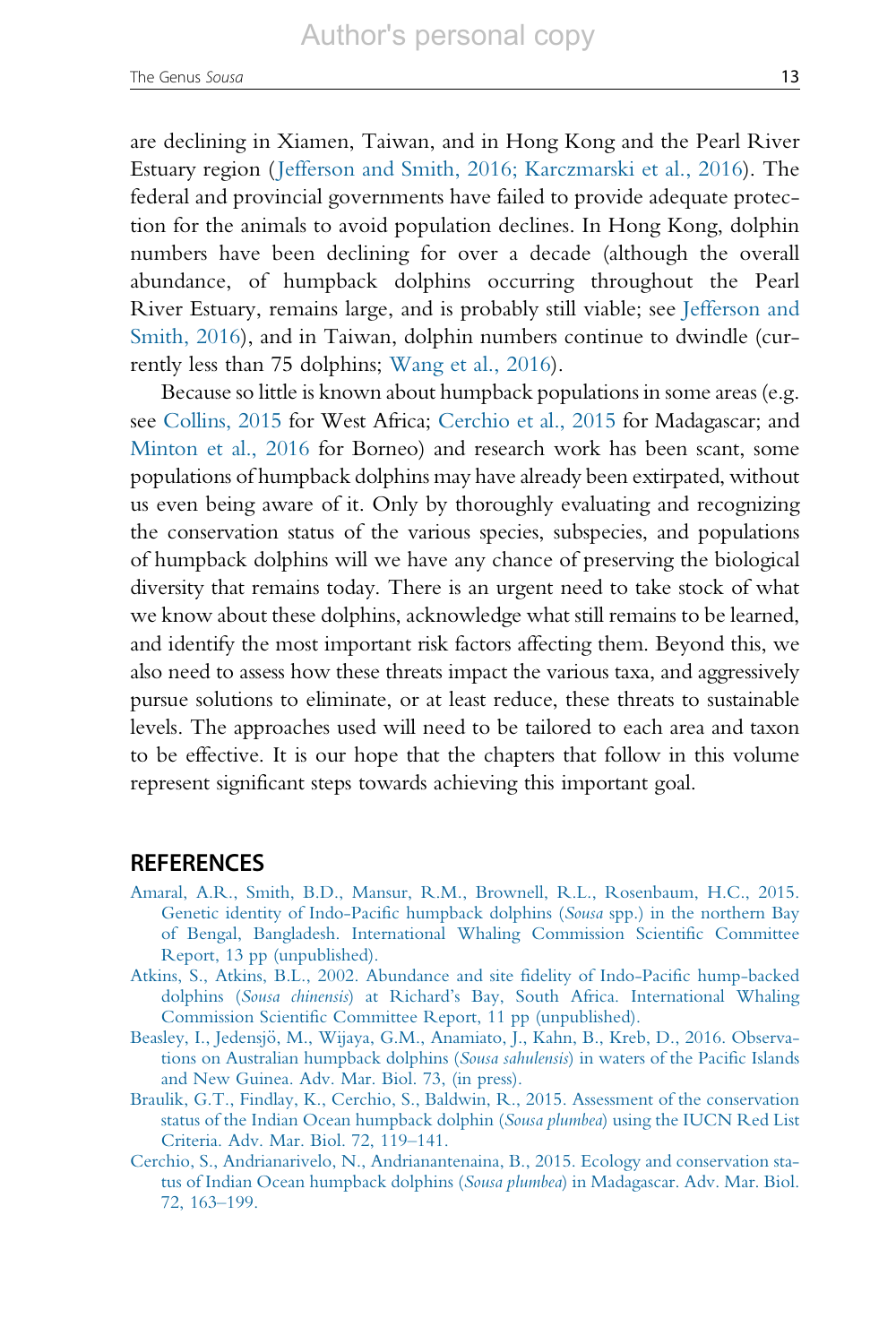are declining in Xiamen, Taiwan, and in Hong Kong and the Pearl River Estuary region (Jefferson and Smith, 2016; Karczmarski et al., 2016). The federal and provincial governments have failed to provide adequate protection for the animals to avoid population declines. In Hong Kong, dolphin numbers have been declining for over a decade (although the overall abundance, of humpback dolphins occurring throughout the Pearl River Estuary, remains large, and is probably still viable; see Jefferson and Smith, 2016), and in Taiwan, dolphin numbers continue to dwindle (currently less than 75 dolphins; Wang et al., 2016).

Because so little is known about humpback populations in some areas (e.g. see Collins, 2015 for West Africa; Cerchio et al., 2015 for Madagascar; and Minton et al., 2016 for Borneo) and research work has been scant, some populations of humpback dolphins may have already been extirpated, without us even being aware of it. Only by thoroughly evaluating and recognizing the conservation status of the various species, subspecies, and populations of humpback dolphins will we have any chance of preserving the biological diversity that remains today. There is an urgent need to take stock of what we know about these dolphins, acknowledge what still remains to be learned, and identify the most important risk factors affecting them. Beyond this, we also need to assess how these threats impact the various taxa, and aggressively pursue solutions to eliminate, or at least reduce, these threats to sustainable levels. The approaches used will need to be tailored to each area and taxon to be effective. It is our hope that the chapters that follow in this volume represent significant steps towards achieving this important goal.

## REFERENCES

Amaral, A.R., Smith, B.D., Mansur, R.M., Brownell, R.L., Rosenbaum, H.C., 2015. Genetic identity of Indo-Pacific humpback dolphins (*Sousa* spp.) in the northern Bay of Bengal, Bangladesh. International Whaling Commission Scientific Committee Report, 13 pp (unpublished).

Atkins, S., Atkins, B.L., 2002. Abundance and site fidelity of Indo-Pacific hump-backed dolphins (*Sousa chinensis*) at Richard's Bay, South Africa. International Whaling Commission Scientific Committee Report, 11 pp (unpublished).

Beasley, I., Jedensjö, M., Wijaya, G.M., Anamiato, J., Kahn, B., Kreb, D., 2016. Observations on Australian humpback dolphins (*Sousa sahulensis*) in waters of the Pacific Islands and New Guinea. Adv. Mar. Biol. 73, (in press).

Braulik, G.T., Findlay, K., Cerchio, S., Baldwin, R., 2015. Assessment of the conservation status of the Indian Ocean humpback dolphin (*Sousa plumbea*) using the IUCN Red List Criteria. Adv. Mar. Biol. 72, 119–141.

Cerchio, S., Andrianarivelo, N., Andrianantenaina, B., 2015. Ecology and conservation status of Indian Ocean humpback dolphins (*Sousa plumbea*) in Madagascar. Adv. Mar. Biol. 72, 163–199.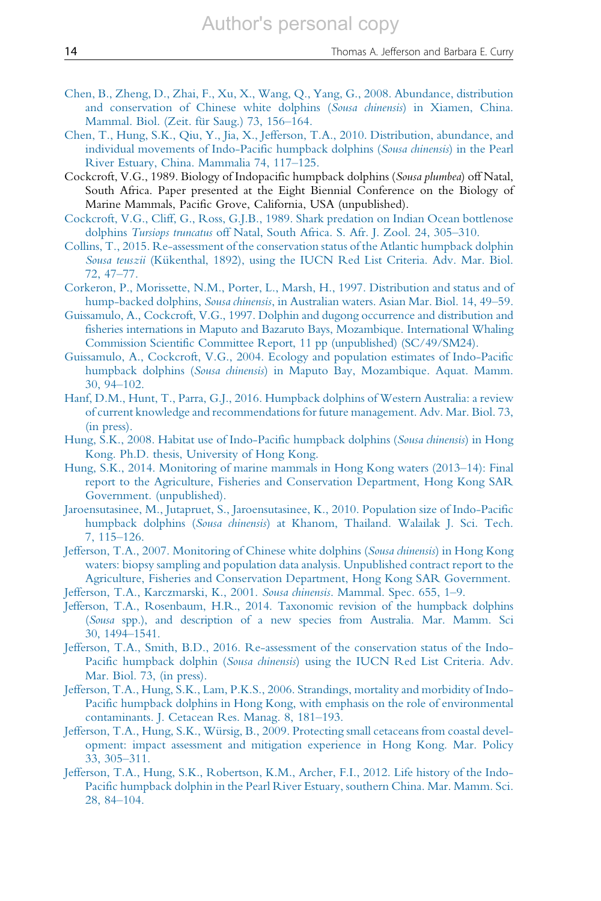Chen, B., Zheng, D., Zhai, F., Xu, X., Wang, Q., Yang, G., 2008. Abundance, distribution and conservation of Chinese white dolphins (*Sousa chinensis*) in Xiamen, China. Mammal. Biol. (Zeit. für Saug.) 73, 156–164.

Chen, T., Hung, S.K., Qiu, Y., Jia, X., Jefferson, T.A., 2010. Distribution, abundance, and individual movements of Indo-Pacific humpback dolphins (*Sousa chinensis*) in the Pearl River Estuary, China. Mammalia 74, 117–125.

Cockcroft, V.G., 1989. Biology of Indopacific humpback dolphins (*Sousa plumbea*) off Natal, South Africa. Paper presented at the Eight Biennial Conference on the Biology of Marine Mammals, Pacific Grove, California, USA (unpublished).

Cockcroft, V.G., Cliff, G., Ross, G.J.B., 1989. Shark predation on Indian Ocean bottlenose dolphins *Tursiops truncatus* off Natal, South Africa. S. Afr. J. Zool. 24, 305–310.

Collins, T., 2015. Re-assessment of the conservation status of the Atlantic humpback dolphin *Sousa teuszii* (Kükenthal, 1892), using the IUCN Red List Criteria. Adv. Mar. Biol. 72, 47–77.

Corkeron, P., Morissette, N.M., Porter, L., Marsh, H., 1997. Distribution and status and of hump-backed dolphins, *Sousa chinensis*, in Australian waters. Asian Mar. Biol. 14, 49–59.

Guissamulo, A., Cockcroft, V.G., 1997. Dolphin and dugong occurrence and distribution and fisheries internations in Maputo and Bazaruto Bays, Mozambique. International Whaling Commission Scientific Committee Report, 11 pp (unpublished) (SC/49/SM24).

Guissamulo, A., Cockcroft, V.G., 2004. Ecology and population estimates of Indo-Pacific humpback dolphins (*Sousa chinensis*) in Maputo Bay, Mozambique. Aquat. Mamm. 30, 94–102.

Hanf, D.M., Hunt, T., Parra, G.J., 2016. Humpback dolphins of Western Australia: a review of current knowledge and recommendations for future management. Adv. Mar. Biol. 73, (in press).

Hung, S.K., 2008. Habitat use of Indo-Pacific humpback dolphins (*Sousa chinensis*) in Hong Kong. Ph.D. thesis, University of Hong Kong.

Hung, S.K., 2014. Monitoring of marine mammals in Hong Kong waters (2013–14): Final report to the Agriculture, Fisheries and Conservation Department, Hong Kong SAR Government. (unpublished).

Jaroensutasinee, M., Jutapruet, S., Jaroensutasinee, K., 2010. Population size of Indo-Pacific humpback dolphins (*Sousa chinensis*) at Khanom, Thailand. Walailak J. Sci. Tech. 7, 115–126.

Jefferson, T.A., 2007. Monitoring of Chinese white dolphins (*Sousa chinensis*) in Hong Kong waters: biopsy sampling and population data analysis. Unpublished contract report to the Agriculture, Fisheries and Conservation Department, Hong Kong SAR Government.

Jefferson, T.A., Karczmarski, K., 2001. *Sousa chinensis*. Mammal. Spec. 655, 1–9.

Jefferson, T.A., Rosenbaum, H.R., 2014. Taxonomic revision of the humpback dolphins (*Sousa* spp.), and description of a new species from Australia. Mar. Mamm. Sci 30, 1494–1541.

Jefferson, T.A., Smith, B.D., 2016. Re-assessment of the conservation status of the Indo-Pacific humpback dolphin (*Sousa chinensis*) using the IUCN Red List Criteria. Adv. Mar. Biol. 73, (in press).

Jefferson, T.A., Hung, S.K., Lam, P.K.S., 2006. Strandings, mortality and morbidity of Indo-Pacific humpback dolphins in Hong Kong, with emphasis on the role of environmental contaminants. J. Cetacean Res. Manag. 8, 181–193.

Jefferson, T.A., Hung, S.K., Würsig, B., 2009. Protecting small cetaceans from coastal development: impact assessment and mitigation experience in Hong Kong. Mar. Policy 33, 305–311.

Jefferson, T.A., Hung, S.K., Robertson, K.M., Archer, F.I., 2012. Life history of the Indo-Pacific humpback dolphin in the Pearl River Estuary, southern China. Mar. Mamm. Sci. 28, 84–104.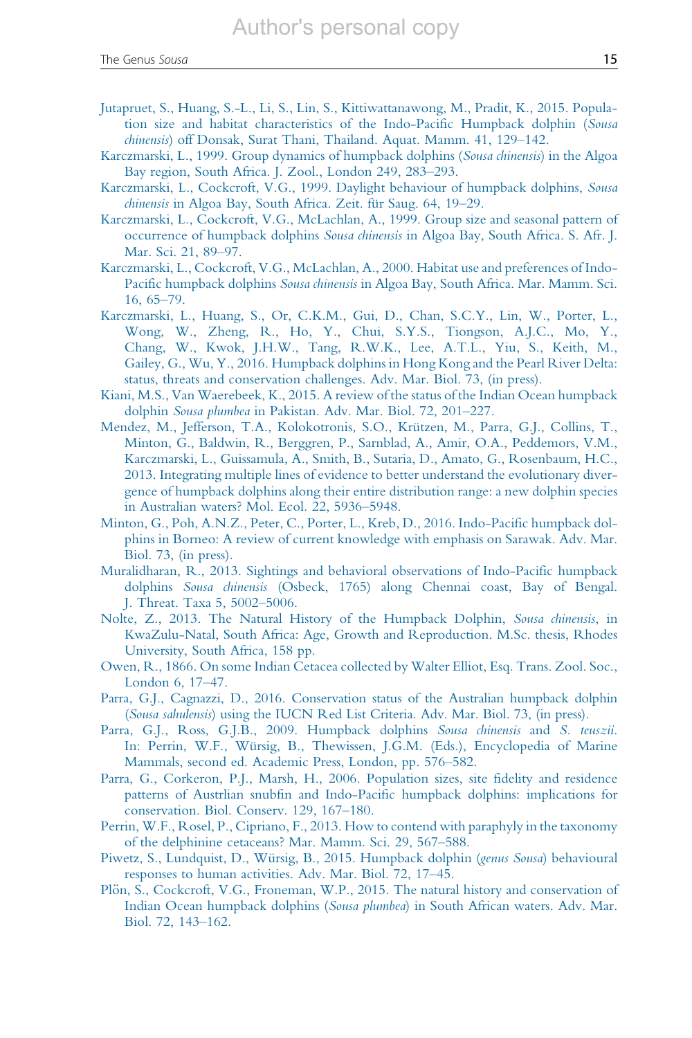Jutapruet, S., Huang, S.-L., Li, S., Lin, S., Kittiwattanawong, M., Pradit, K., 2015. Population size and habitat characteristics of the Indo-Pacific Humpback dolphin (*Sousa chinensis*) off Donsak, Surat Thani, Thailand. Aquat. Mamm. 41, 129–142.

Karczmarski, L., 1999. Group dynamics of humpback dolphins (*Sousa chinensis*) in the Algoa Bay region, South Africa. J. Zool., London 249, 283–293.

Karczmarski, L., Cockcroft, V.G., 1999. Daylight behaviour of humpback dolphins, *Sousa chinensis* in Algoa Bay, South Africa. Zeit. für Saug. 64, 19–29.

Karczmarski, L., Cockcroft, V.G., McLachlan, A., 1999. Group size and seasonal pattern of occurrence of humpback dolphins *Sousa chinensis* in Algoa Bay, South Africa. S. Afr. J. Mar. Sci. 21, 89–97.

Karczmarski, L., Cockcroft, V.G., McLachlan, A., 2000. Habitat use and preferences of Indo-Pacific humpback dolphins *Sousa chinensis* in Algoa Bay, South Africa. Mar. Mamm. Sci. 16, 65–79.

Karczmarski, L., Huang, S., Or, C.K.M., Gui, D., Chan, S.C.Y., Lin, W., Porter, L., Wong, W., Zheng, R., Ho, Y., Chui, S.Y.S., Tiongson, A.J.C., Mo, Y., Chang, W., Kwok, J.H.W., Tang, R.W.K., Lee, A.T.L., Yiu, S., Keith, M., Gailey, G., Wu, Y., 2016. Humpback dolphins in Hong Kong and the Pearl River Delta: status, threats and conservation challenges. Adv. Mar. Biol. 73, (in press).

Kiani, M.S., Van Waerebeek, K., 2015. A review of the status of the Indian Ocean humpback dolphin *Sousa plumbea* in Pakistan. Adv. Mar. Biol. 72, 201–227.

Mendez, M., Jefferson, T.A., Kolokotronis, S.O., Krützen, M., Parra, G.J., Collins, T., Minton, G., Baldwin, R., Berggren, P., Sarnblad, A., Amir, O.A., Peddemors, V.M., Karczmarski, L., Guissamula, A., Smith, B., Sutaria, D., Amato, G., Rosenbaum, H.C., 2013. Integrating multiple lines of evidence to better understand the evolutionary divergence of humpback dolphins along their entire distribution range: a new dolphin species in Australian waters? Mol. Ecol. 22, 5936–5948.

Minton, G., Poh, A.N.Z., Peter, C., Porter, L., Kreb, D., 2016. Indo-Pacific humpback dolphins in Borneo: A review of current knowledge with emphasis on Sarawak. Adv. Mar. Biol. 73, (in press).

Muralidharan, R., 2013. Sightings and behavioral observations of Indo-Pacific humpback dolphins *Sousa chinensis* (Osbeck, 1765) along Chennai coast, Bay of Bengal. J. Threat. Taxa 5, 5002–5006.

Nolte, Z., 2013. The Natural History of the Humpback Dolphin, *Sousa chinensis*, in KwaZulu-Natal, South Africa: Age, Growth and Reproduction. M.Sc. thesis, Rhodes University, South Africa, 158 pp.

Owen, R., 1866. On some Indian Cetacea collected by Walter Elliot, Esq. Trans. Zool. Soc., London 6, 17–47.

Parra, G.J., Cagnazzi, D., 2016. Conservation status of the Australian humpback dolphin (*Sousa sahulensis*) using the IUCN Red List Criteria. Adv. Mar. Biol. 73, (in press).

Parra, G.J., Ross, G.J.B., 2009. Humpback dolphins *Sousa chinensis* and *S. teuszii*. In: Perrin, W.F., Würsig, B., Thewissen, J.G.M. (Eds.), Encyclopedia of Marine Mammals, second ed. Academic Press, London, pp. 576–582.

Parra, G., Corkeron, P.J., Marsh, H., 2006. Population sizes, site fidelity and residence patterns of Austrlian snubfin and Indo-Pacific humpback dolphins: implications for conservation. Biol. Conserv. 129, 167–180.

Perrin, W.F., Rosel, P., Cipriano, F., 2013. How to contend with paraphyly in the taxonomy of the delphinine cetaceans? Mar. Mamm. Sci. 29, 567–588.

Piwetz, S., Lundquist, D., Würsig, B., 2015. Humpback dolphin (*genus Sousa*) behavioural responses to human activities. Adv. Mar. Biol. 72, 17–45.

Plön, S., Cockcroft, V.G., Froneman, W.P., 2015. The natural history and conservation of Indian Ocean humpback dolphins (*Sousa plumbea*) in South African waters. Adv. Mar. Biol. 72, 143–162.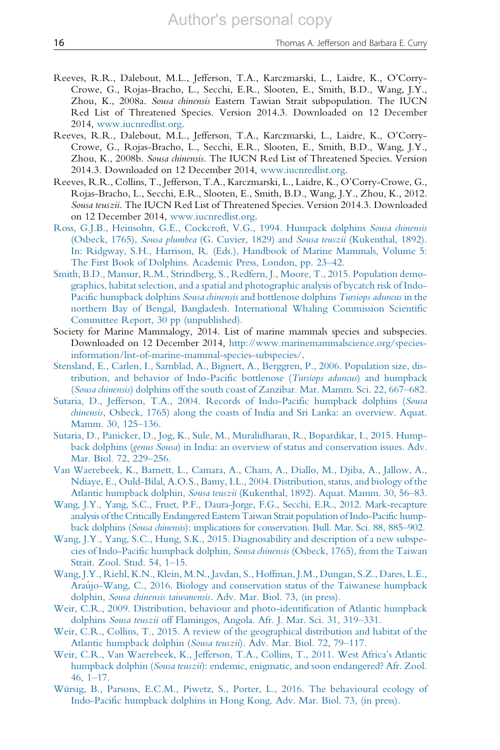Reeves, R.R., Dalebout, M.L., Jefferson, T.A., Karczmarski, L., Laidre, K., O'Corry-Crowe, G., Rojas-Bracho, L., Secchi, E.R., Slooten, E., Smith, B.D., Wang, J.Y., Zhou, K., 2008a. *Sousa chinensis* Eastern Tawian Strait subpopulation. The IUCN Red List of Threatened Species. Version 2014.3. Downloaded on 12 December 2014, www.iucnredlist.org.

Reeves, R.R., Dalebout, M.L., Jefferson, T.A., Karczmarski, L., Laidre, K., O'Corry-Crowe, G., Rojas-Bracho, L., Secchi, E.R., Slooten, E., Smith, B.D., Wang, J.Y., Zhou, K., 2008b. *Sousa chinensis*. The IUCN Red List of Threatened Species. Version 2014.3. Downloaded on 12 December 2014, www.iucnredlist.org.

Reeves, R.R., Collins, T., Jefferson, T.A., Karczmarski, L., Laidre, K., O'Corry-Crowe, G., Rojas-Bracho, L., Secchi, E.R., Slooten, E., Smith, B.D., Wang, J.Y., Zhou, K., 2012. *Sousa teuszii*. The IUCN Red List of Threatened Species. Version 2014.3. Downloaded on 12 December 2014, www.iucnredlist.org.

Ross, G.J.B., Heinsohn, G.E., Cockcroft, V.G., 1994. Humpack dolphins *Sousa chinensis* (Osbeck, 1765), *Sousa plumbea* (G. Cuvier, 1829) and *Sousa teuszii* (Kukenthal, 1892). In: Ridgway, S.H., Harrison, R. (Eds.), Handbook of Marine Mammals, Volume 5: The First Book of Dolphins. Academic Press, London, pp. 23–42.

Smith, B.D., Mansur, R.M., Strindberg, S., Redfern, J., Moore, T., 2015. Population demographics, habitat selection, and a spatial and photographic analysis of bycatch risk of Indo-Pacific humpback dolphins *Sousa chinensis* and bottlenose dolphins *Tursiops aduncus* in the northern Bay of Bengal, Bangladesh. International Whaling Commission Scientific Committee Report, 30 pp (unpublished).

Society for Marine Mammalogy, 2014. List of marine mammals species and subspecies. Downloaded on 12 December 2014, http://www.marinemammalscience.org/species-information/list-of-marine-mammal-species-subspecies/.

Stensland, E., Carlen, I., Sarnblad, A., Bignert, A., Berggren, P., 2006. Population size, distribution, and behavior of Indo-Pacific bottlenose (*Tursiops aduncus*) and humpback (*Sousa chinensis*) dolphins off the south coast of Zanzibar. Mar. Mamm. Sci. 22, 667–682.

Sutaria, D., Jefferson, T.A., 2004. Records of Indo-Pacific humpback dolphins (*Sousa chinensis*, Osbeck, 1765) along the coasts of India and Sri Lanka: an overview. Aquat. Mamm. 30, 125–136.

Sutaria, D., Panicker, D., Jog, K., Sule, M., Muralidharan, R., Bopardikar, I., 2015. Humpback dolphins (*genus Sousa*) in India: an overview of status and conservation issues. Adv. Mar. Biol. 72, 229–256.

Van Waerebeek, K., Barnett, L., Camara, A., Cham, A., Diallo, M., Djiba, A., Jallow, A., Ndiaye, E., Ould-Bilal, A.O.S., Bamy, I.L., 2004. Distribution, status, and biology of the Atlantic humpback dolphin, *Sousa teuszii* (Kukenthal, 1892). Aquat. Mamm. 30, 56–83.

Wang, J.Y., Yang, S.C., Fruet, P.F., Daura-Jorge, F.G., Secchi, E.R., 2012. Mark-recapture analysis of the Critically Endangered Eastern Taiwan Strait population of Indo-Pacific humpback dolphins (*Sousa chinensis*): implications for conservation. Bull. Mar. Sci. 88, 885–902.

Wang, J.Y., Yang, S.C., Hung, S.K., 2015. Diagnosability and description of a new subspecies of Indo-Pacific humpback dolphin, *Sousa chinensis* (Osbeck, 1765), from the Taiwan Strait. Zool. Stud. 54, 1–15.

Wang, J.Y., Riehl, K.N., Klein, M.N., Javdan, S., Hoffman, J.M., Dungan, S.Z., Dares, L.E., Araújo-Wang, C., 2016. Biology and conservation status of the Taiwanese humpback dolphin, *Sousa chinensis taiwanensis*. Adv. Mar. Biol. 73, (in press).

Weir, C.R., 2009. Distribution, behaviour and photo-identification of Atlantic humpback dolphins *Sousa teuszii* off Flamingos, Angola. Afr. J. Mar. Sci. 31, 319–331.

Weir, C.R., Collins, T., 2015. A review of the geographical distribution and habitat of the Atlantic humpback dolphin (*Sousa teuszii*). Adv. Mar. Biol. 72, 79–117.

Weir, C.R., Van Waerebeek, K., Jefferson, T.A., Collins, T., 2011. West Africa's Atlantic humpback dolphin (*Sousa teuszii*): endemic, enigmatic, and soon endangered? Afr. Zool. 46, 1–17.

Würsig, B., Parsons, E.C.M., Piwetz, S., Porter, L., 2016. The behavioural ecology of Indo-Pacific humpback dolphins in Hong Kong. Adv. Mar. Biol. 73, (in press).